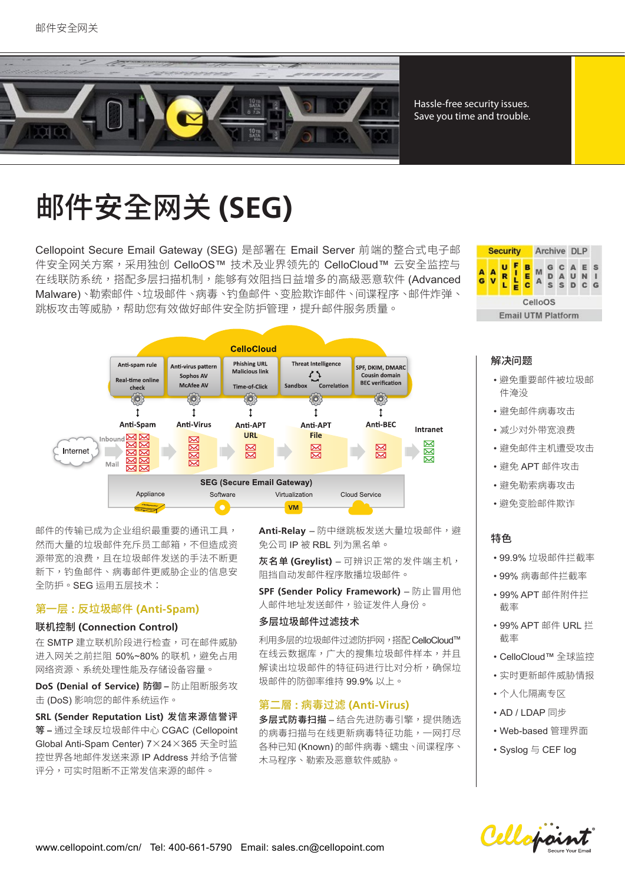Hassle-free security issues.
Save you time and trouble.

# 邮件安全网关 (SEG)

Cellopoint Secure Email Gateway (SEG) 是部署在 Email Server 前端的整合式电子邮件安全网关方案，采用独创 CelloOS™ 技术及业界领先的 CelloCloud™ 云安全监控与在线联防系统，搭配多层扫描机制，能够有效阻挡日益增多的高級恶意软件 (Advanced Malware)、勒索邮件、垃圾邮件、病毒、钓鱼邮件、变脸欺诈邮件、间谍程序、邮件炸弹、跳板攻击等威胁，帮助您有效做好邮件安全防护管理，提升邮件服务质量。

邮件的传输已成为企业组织最重要的通讯工具，然而大量的垃圾邮件充斥员工邮箱，不但造成资源带宽的浪费，且在垃圾邮件发送的手法不断更新下，钓鱼邮件、病毒邮件更威胁企业的信息安全防护。SEG 运用五层技术：

## 第一层：反垃圾邮件 (Anti-Spam)

### 联机控制 (Connection Control)

在 SMTP 建立联机阶段进行检查，可在邮件威胁进入网关之前拦阻 50%~80% 的联机，避免占用网络资源、系统处理性能及存储设备容量。

**DoS (Denial of Service) 防御** – 防止阻断服务攻击 (DoS) 影响您的邮件系统运作。

**SRL (Sender Reputation List) 发信来源信誉评等** – 通过全球反垃圾邮件中心 CGAC (Cellopoint Global Anti-Spam Center) 7×24×365 天全时监控世界各地邮件发送来源 IP Address 并给予信誉评分，可实时阻断不正常发信来源的邮件。

**Anti-Relay** – 防中继跳板发送大量垃圾邮件，避免公司 IP 被 RBL 列为黑名单。

**灰名单 (Greylist)** – 可辨识正常的发件端主机，阻挡自动发邮件程序散播垃圾邮件。

**SPF (Sender Policy Framework)** – 防止冒用他人邮件地址发送邮件，验证发件人身份。

### 多层垃圾邮件过滤技术

利用多层的垃圾邮件过滤防护网，搭配 CelloCloud™ 在线云数据库，广大的搜集垃圾邮件样本，并且解读出垃圾邮件的特征码进行比对分析，确保垃圾邮件的防御率维持 99.9% 以上。

## 第二層：病毒过滤 (Anti-Virus)

**多层式防毒扫描** – 结合先进防毒引擎，提供随选的病毒扫描与在线更新病毒特征功能，一网打尽各种已知 (Known) 的邮件病毒、蠕虫、间谍程序、木马程序、勒索及恶意软件威胁。

### 解决问题

- 避免重要邮件被垃圾邮件淹没
- 避免邮件病毒攻击
- 减少对外带宽浪费
- 避免邮件主机遭受攻击
- 避免 APT 邮件攻击
- 避免勒索病毒攻击
- 避免变脸邮件欺诈

### 特色

- 99.9% 垃圾邮件拦截率
- 99% 病毒邮件拦截率
- 99% APT 邮件附件拦截率
- 99% APT 邮件 URL 拦截率
- CelloCloud™ 全球监控
- 实时更新邮件威胁情报
- 个人化隔离专区
- AD / LDAP 同步
- Web-based 管理界面
- Syslog 与 CEF log

www.cellopoint.com/cn/ Tel: 400-661-5790 Email: sales.cn@cellopoint.com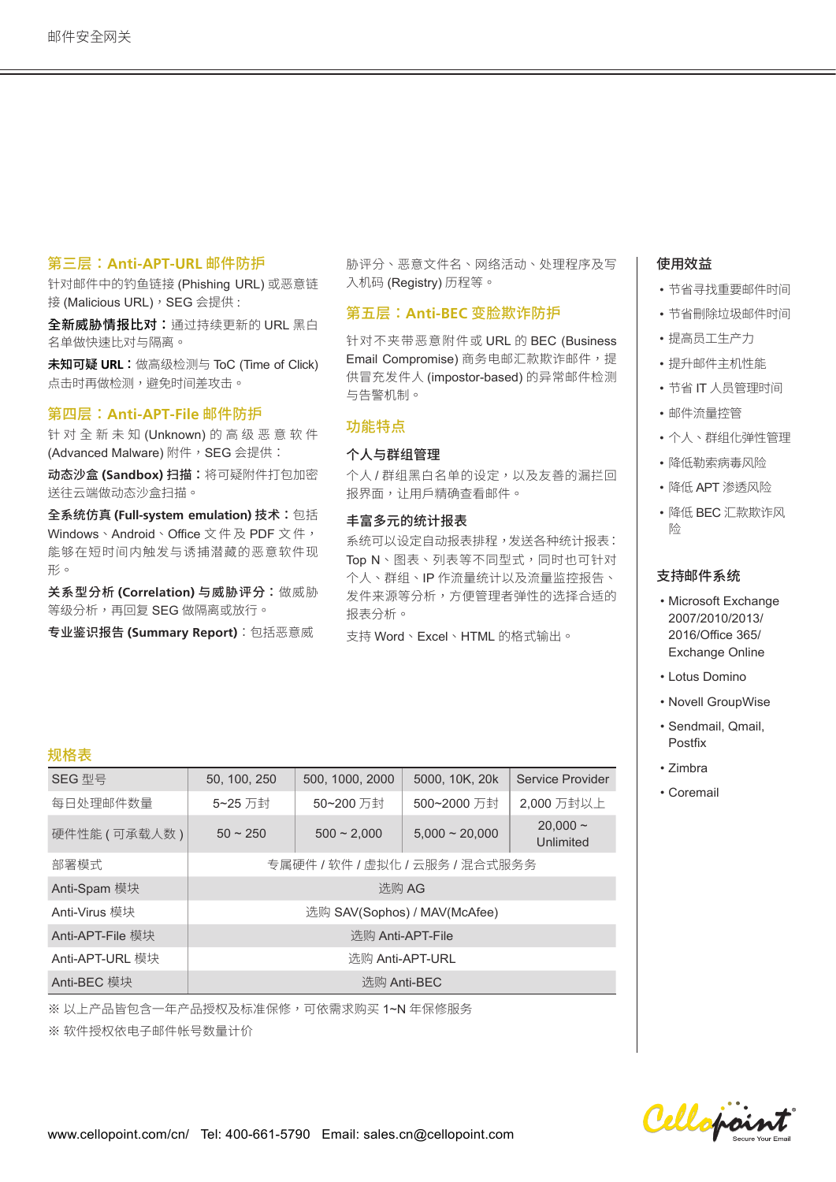## 第三层：Anti-APT-URL 邮件防护

针对邮件中的钓鱼链接 (Phishing URL) 或恶意链接 (Malicious URL)，SEG 会提供：

**全新威胁情报比对：**通过持续更新的 URL 黑白名单做快速比对与隔离。

**未知可疑 URL：**做高级检测与 ToC (Time of Click) 点击时再做检测，避免时间差攻击。

## 第四层：Anti-APT-File 邮件防护

针对全新未知 (Unknown) 的高级恶意软件 (Advanced Malware) 附件，SEG 会提供：

**动态沙盒 (Sandbox) 扫描：**将可疑附件打包加密送往云端做动态沙盒扫描。

**全系统仿真 (Full-system emulation) 技术：**包括 Windows、Android、Office 文件及 PDF 文件，能够在短时间内触发与诱捕潜藏的恶意软件现形。

**关系型分析 (Correlation) 与威胁评分：**做威胁等级分析，再回复 SEG 做隔离或放行。

**专业鉴识报告 (Summary Report)：**包括恶意威胁评分、恶意文件名、网络活动、处理程序及写入机码 (Registry) 历程等。

## 第五层：Anti-BEC 变脸欺诈防护

针对不夹带恶意附件或 URL 的 BEC (Business Email Compromise) 商务电邮汇款欺诈邮件，提供冒充发件人 (impostor-based) 的异常邮件检测与告警机制。

## 功能特点

### 个人与群组管理

个人 / 群组黑白名单的设定，以及友善的漏拦回报界面，让用戶精确查看邮件。

### 丰富多元的统计报表

系统可以设定自动报表排程，发送各种统计报表：Top N、图表、列表等不同型式，同时也可针对个人、群组、IP 作流量统计以及流量监控报告、发件来源等分析，方便管理者弹性的选择合适的报表分析。

支持 Word、Excel、HTML 的格式输出。

## 使用效益

- 节省寻找重要邮件时间
- 节省删除垃圾邮件时间
- 提高员工生产力
- 提升邮件主机性能
- 节省 IT 人员管理时间
- 邮件流量控管
- 个人、群组化弹性管理
- 降低勒索病毒风险
- 降低 APT 渗透风险
- 降低 BEC 汇款欺诈风险

## 支持邮件系统

- Microsoft Exchange 2007/2010/2013/2016/Office 365/Exchange Online
- Lotus Domino
- Novell GroupWise
- Sendmail, Qmail, Postfix
- Zimbra
- Coremail

## 规格表

| SEG 型号 | 50, 100, 250 | 500, 1000, 2000 | 5000, 10K, 20k | Service Provider |
|---|---|---|---|---|
| 每日处理邮件数量 | 5~25 万封 | 50~200 万封 | 500~2000 万封 | 2,000 万封以上 |
| 硬件性能（可承载人数） | 50 ~ 250 | 500 ~ 2,000 | 5,000 ~ 20,000 | 20,000 ~ Unlimited |
| 部署模式 | 专属硬件 / 软件 / 虚拟化 / 云服务 / 混合式服务务 | | | |
| Anti-Spam 模块 | 选购 AG | | | |
| Anti-Virus 模块 | 选购 SAV(Sophos) / MAV(McAfee) | | | |
| Anti-APT-File 模块 | 选购 Anti-APT-File | | | |
| Anti-APT-URL 模块 | 选购 Anti-APT-URL | | | |
| Anti-BEC 模块 | 选购 Anti-BEC | | | |

※ 以上产品皆包含一年产品授权及标准保修，可依需求购买 1~N 年保修服务

※ 软件授权依电子邮件帐号数量计价

www.cellopoint.com/cn/ Tel: 400-661-5790 Email: sales.cn@cellopoint.com

Cellopoint Secure Your Email